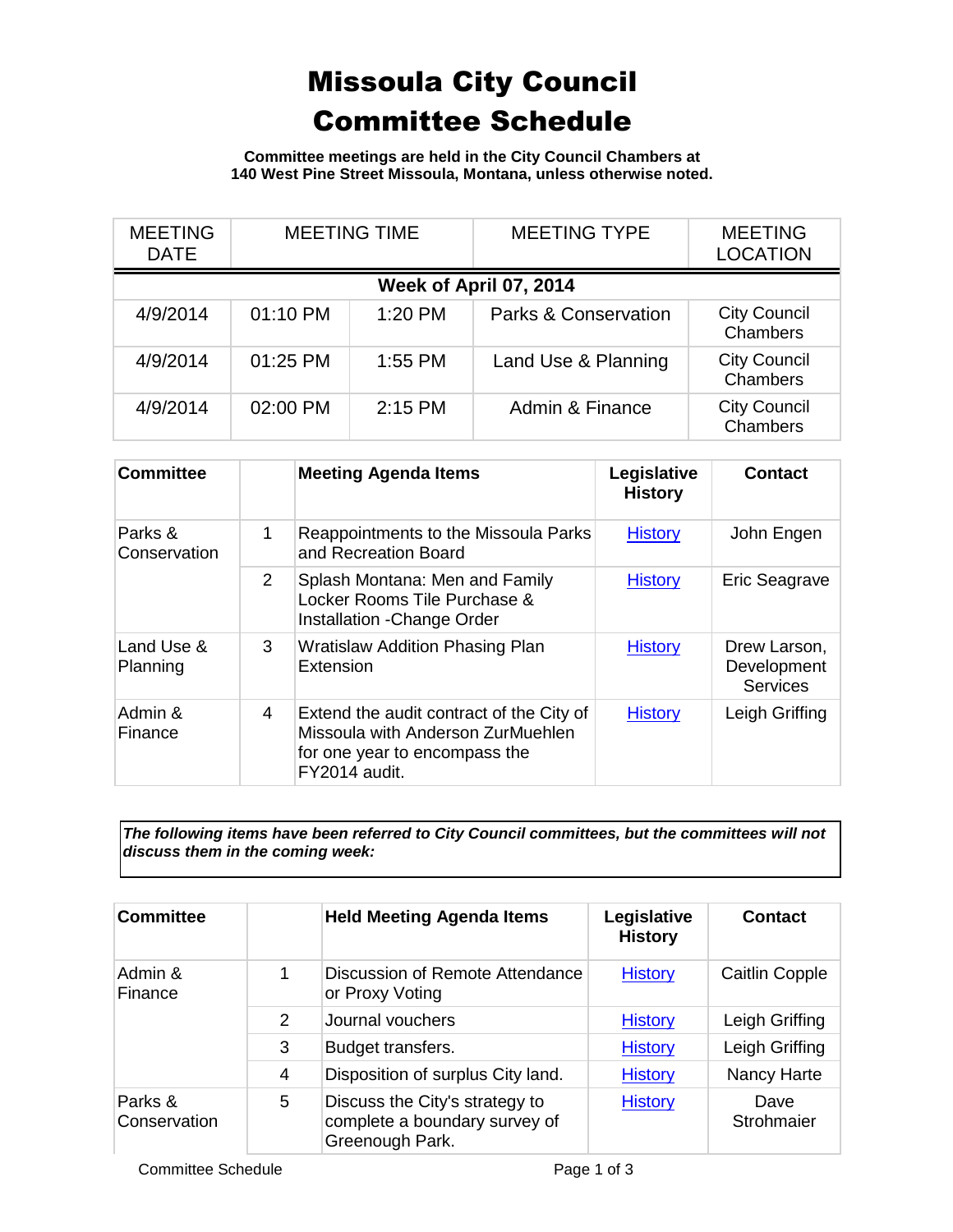# Missoula City Council Committee Schedule

**Committee meetings are held in the City Council Chambers at 140 West Pine Street Missoula, Montana, unless otherwise noted.**

| MEETING DATE | MEETING TIME | | MEETING TYPE | MEETING LOCATION |
|---|---|---|---|---|
| **Week of April 07, 2014** | | | | |
| 4/9/2014 | 01:10 PM | 1:20 PM | Parks & Conservation | City Council Chambers |
| 4/9/2014 | 01:25 PM | 1:55 PM | Land Use & Planning | City Council Chambers |
| 4/9/2014 | 02:00 PM | 2:15 PM | Admin & Finance | City Council Chambers |

| Committee | | Meeting Agenda Items | Legislative History | Contact |
|---|---|---|---|---|
| Parks & Conservation | 1 | Reappointments to the Missoula Parks and Recreation Board | History | John Engen |
| | 2 | Splash Montana: Men and Family Locker Rooms Tile Purchase & Installation -Change Order | History | Eric Seagrave |
| Land Use & Planning | 3 | Wratislaw Addition Phasing Plan Extension | History | Drew Larson, Development Services |
| Admin & Finance | 4 | Extend the audit contract of the City of Missoula with Anderson ZurMuehlen for one year to encompass the FY2014 audit. | History | Leigh Griffing |

***The following items have been referred to City Council committees, but the committees will not discuss them in the coming week:***

| Committee | | Held Meeting Agenda Items | Legislative History | Contact |
|---|---|---|---|---|
| Admin & Finance | 1 | Discussion of Remote Attendance or Proxy Voting | History | Caitlin Copple |
| | 2 | Journal vouchers | History | Leigh Griffing |
| | 3 | Budget transfers. | History | Leigh Griffing |
| | 4 | Disposition of surplus City land. | History | Nancy Harte |
| Parks & Conservation | 5 | Discuss the City's strategy to complete a boundary survey of Greenough Park. | History | Dave Strohmaier |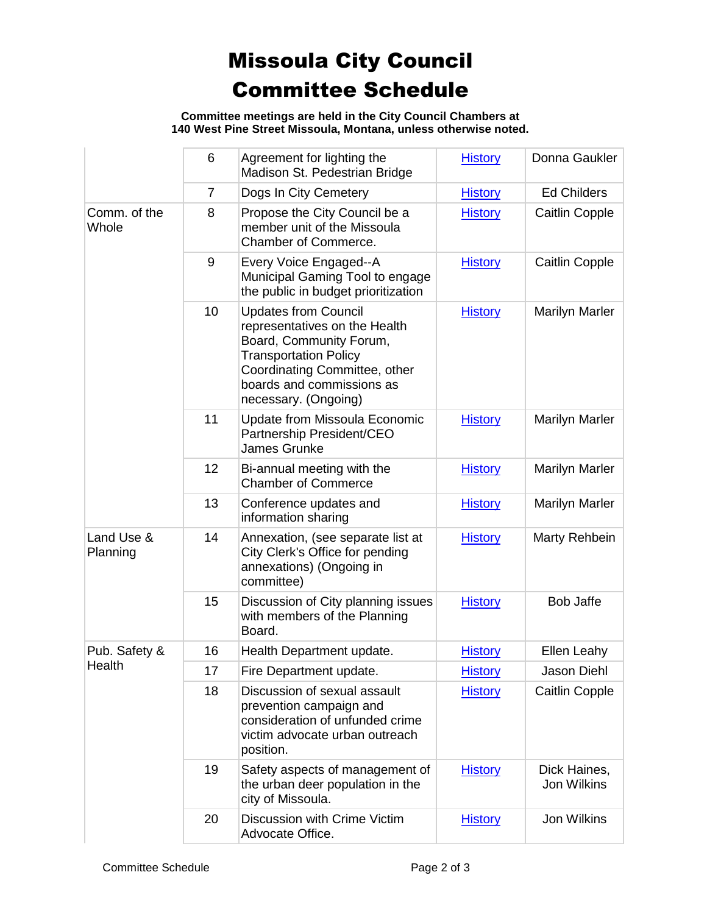# Missoula City Council Committee Schedule

**Committee meetings are held in the City Council Chambers at 140 West Pine Street Missoula, Montana, unless otherwise noted.**

| | | | | |
|---|---|---|---|---|
| | 6 | Agreement for lighting the Madison St. Pedestrian Bridge | History | Donna Gaukler |
| | 7 | Dogs In City Cemetery | History | Ed Childers |
| Comm. of the Whole | 8 | Propose the City Council be a member unit of the Missoula Chamber of Commerce. | History | Caitlin Copple |
| | 9 | Every Voice Engaged--A Municipal Gaming Tool to engage the public in budget prioritization | History | Caitlin Copple |
| | 10 | Updates from Council representatives on the Health Board, Community Forum, Transportation Policy Coordinating Committee, other boards and commissions as necessary. (Ongoing) | History | Marilyn Marler |
| | 11 | Update from Missoula Economic Partnership President/CEO James Grunke | History | Marilyn Marler |
| | 12 | Bi-annual meeting with the Chamber of Commerce | History | Marilyn Marler |
| | 13 | Conference updates and information sharing | History | Marilyn Marler |
| Land Use & Planning | 14 | Annexation, (see separate list at City Clerk's Office for pending annexations) (Ongoing in committee) | History | Marty Rehbein |
| | 15 | Discussion of City planning issues with members of the Planning Board. | History | Bob Jaffe |
| Pub. Safety & Health | 16 | Health Department update. | History | Ellen Leahy |
| | 17 | Fire Department update. | History | Jason Diehl |
| | 18 | Discussion of sexual assault prevention campaign and consideration of unfunded crime victim advocate urban outreach position. | History | Caitlin Copple |
| | 19 | Safety aspects of management of the urban deer population in the city of Missoula. | History | Dick Haines, Jon Wilkins |
| | 20 | Discussion with Crime Victim Advocate Office. | History | Jon Wilkins |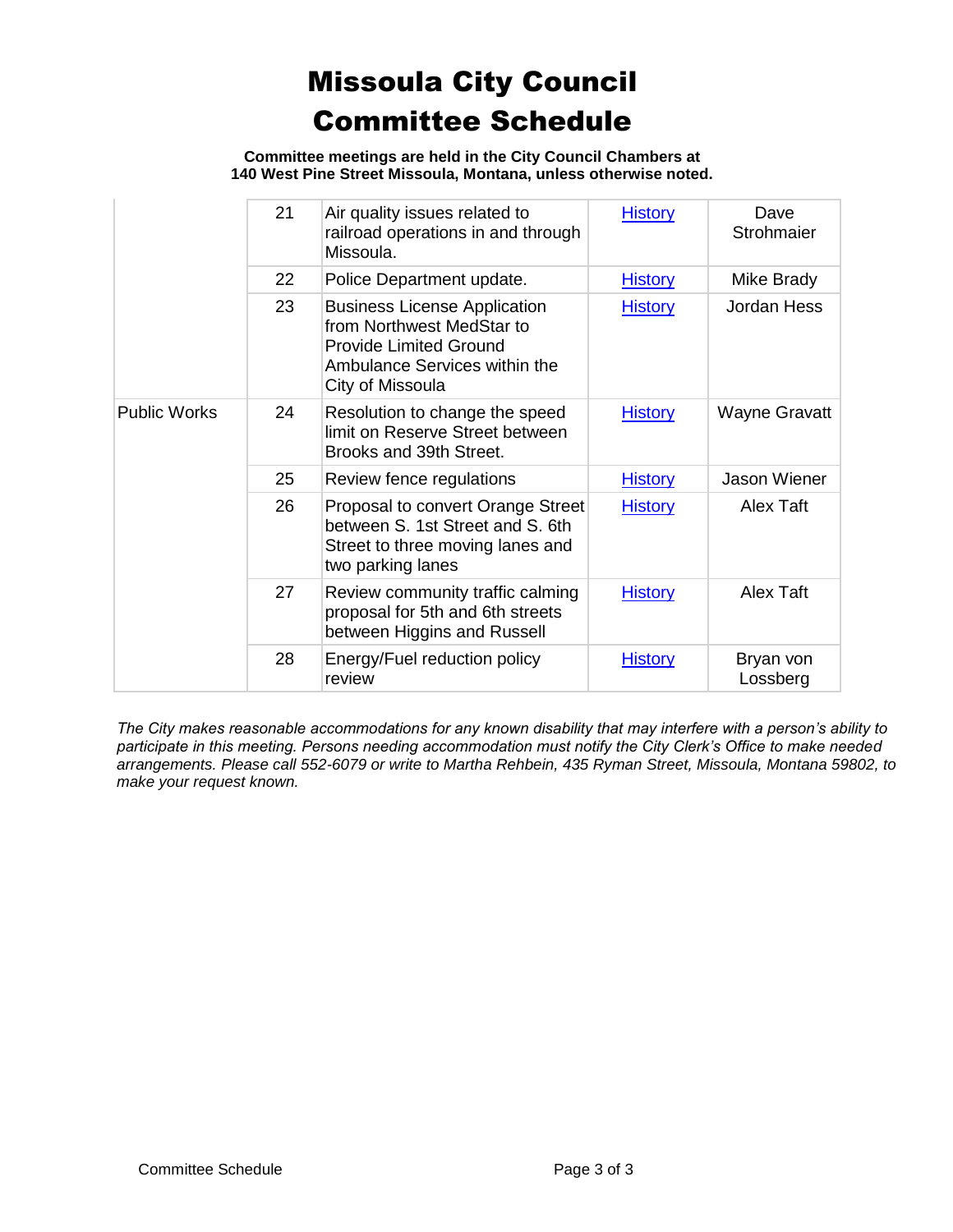# Missoula City Council Committee Schedule

**Committee meetings are held in the City Council Chambers at 140 West Pine Street Missoula, Montana, unless otherwise noted.**

| | | | | |
|---|---|---|---|---|
| | 21 | Air quality issues related to railroad operations in and through Missoula. | History | Dave Strohmaier |
| | 22 | Police Department update. | History | Mike Brady |
| | 23 | Business License Application from Northwest MedStar to Provide Limited Ground Ambulance Services within the City of Missoula | History | Jordan Hess |
| Public Works | 24 | Resolution to change the speed limit on Reserve Street between Brooks and 39th Street. | History | Wayne Gravatt |
| | 25 | Review fence regulations | History | Jason Wiener |
| | 26 | Proposal to convert Orange Street between S. 1st Street and S. 6th Street to three moving lanes and two parking lanes | History | Alex Taft |
| | 27 | Review community traffic calming proposal for 5th and 6th streets between Higgins and Russell | History | Alex Taft |
| | 28 | Energy/Fuel reduction policy review | History | Bryan von Lossberg |

*The City makes reasonable accommodations for any known disability that may interfere with a person's ability to participate in this meeting. Persons needing accommodation must notify the City Clerk's Office to make needed arrangements. Please call 552-6079 or write to Martha Rehbein, 435 Ryman Street, Missoula, Montana 59802, to make your request known.*